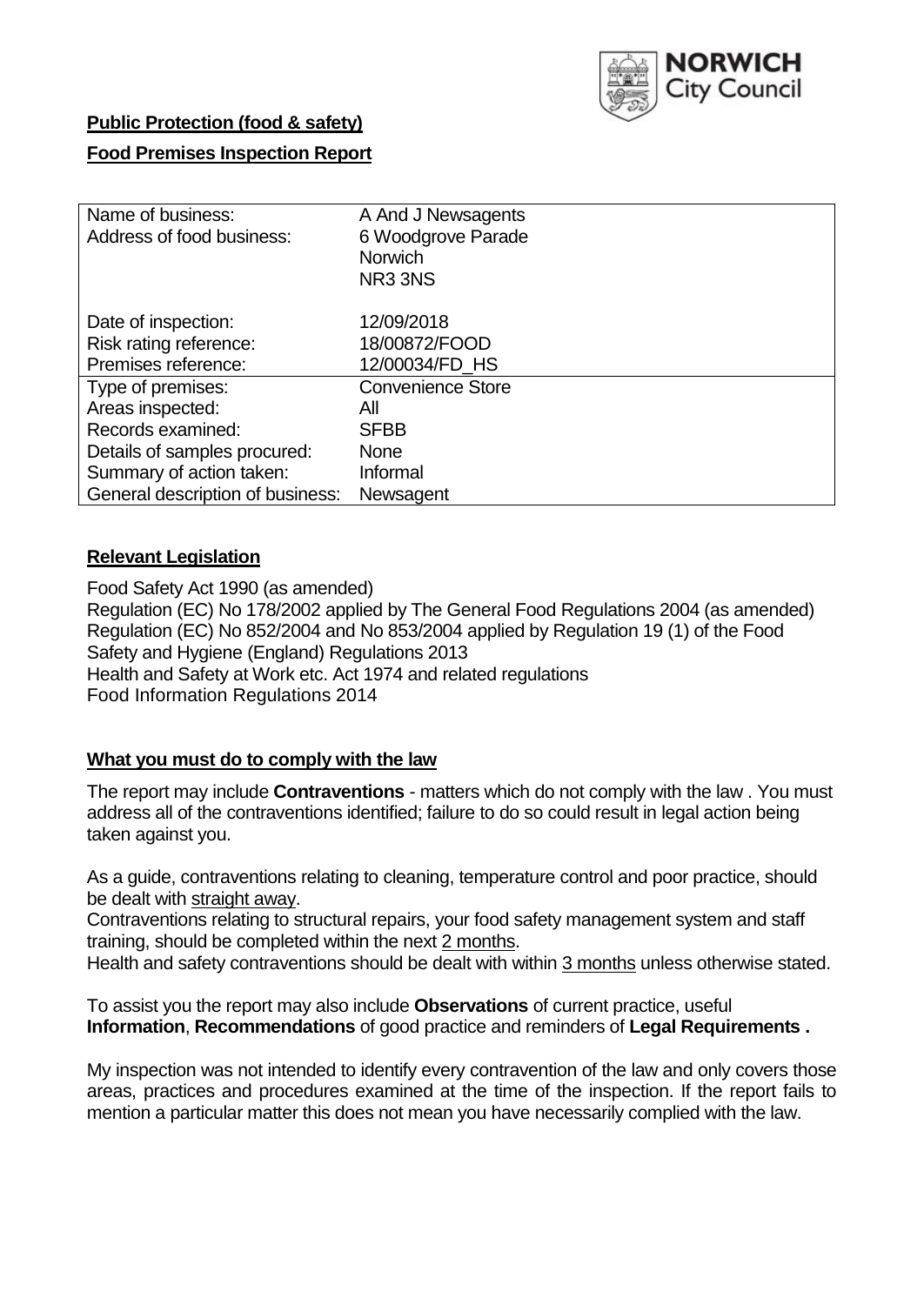**Public Protection (food & safety)**

**Food Premises Inspection Report**

| Name of business: | A And J Newsagents |
|---|---|
| Address of food business: | 6 Woodgrove Parade<br>Norwich<br>NR3 3NS |
| Date of inspection: | 12/09/2018 |
| Risk rating reference: | 18/00872/FOOD |
| Premises reference: | 12/00034/FD_HS |
| Type of premises: | Convenience Store |
| Areas inspected: | All |
| Records examined: | SFBB |
| Details of samples procured: | None |
| Summary of action taken: | Informal |
| General description of business: | Newsagent |

## Relevant Legislation

Food Safety Act 1990 (as amended)
Regulation (EC) No 178/2002 applied by The General Food Regulations 2004 (as amended)
Regulation (EC) No 852/2004 and No 853/2004 applied by Regulation 19 (1) of the Food Safety and Hygiene (England) Regulations 2013
Health and Safety at Work etc. Act 1974 and related regulations
Food Information Regulations 2014

## What you must do to comply with the law

The report may include **Contraventions** - matters which do not comply with the law . You must address all of the contraventions identified; failure to do so could result in legal action being taken against you.

As a guide, contraventions relating to cleaning, temperature control and poor practice, should be dealt with straight away.

Contraventions relating to structural repairs, your food safety management system and staff training, should be completed within the next 2 months.

Health and safety contraventions should be dealt with within 3 months unless otherwise stated.

To assist you the report may also include **Observations** of current practice, useful **Information**, **Recommendations** of good practice and reminders of **Legal Requirements .**

My inspection was not intended to identify every contravention of the law and only covers those areas, practices and procedures examined at the time of the inspection. If the report fails to mention a particular matter this does not mean you have necessarily complied with the law.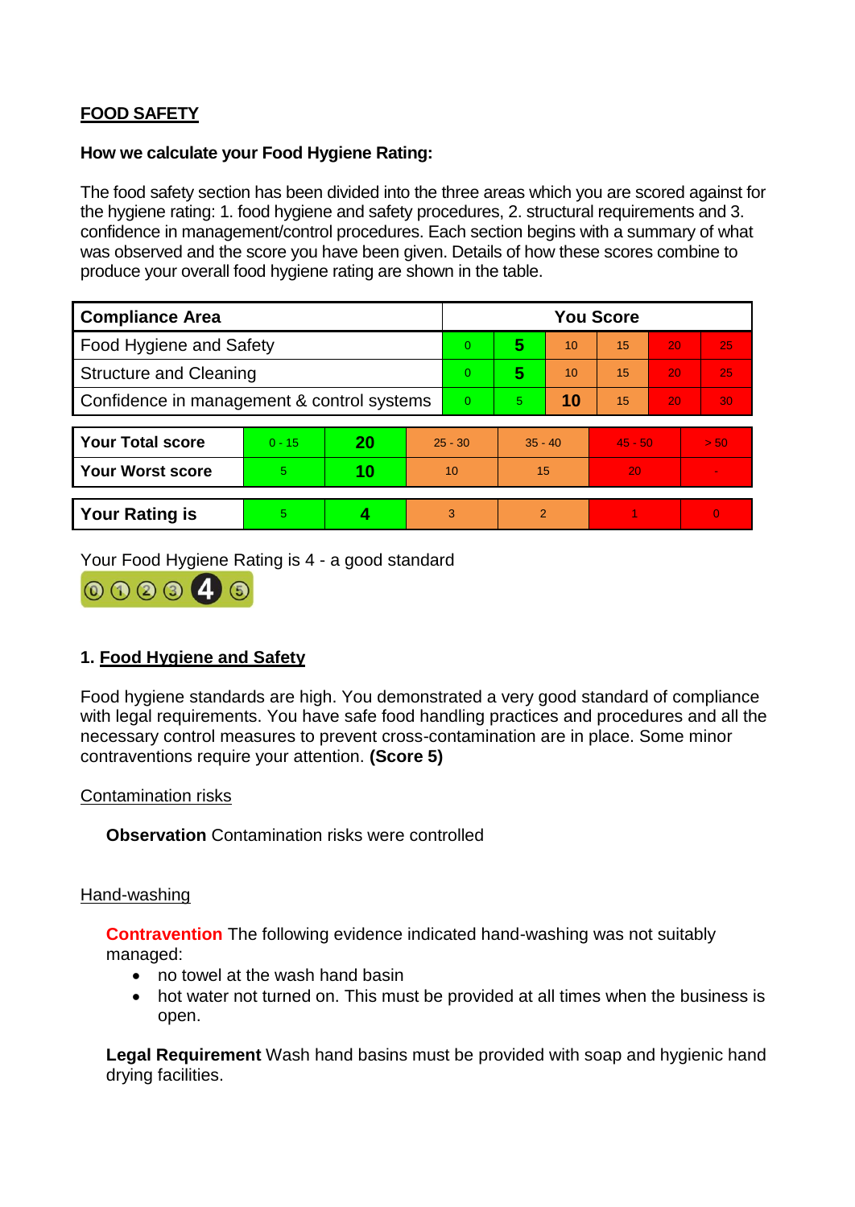## FOOD SAFETY

**How we calculate your Food Hygiene Rating:**

The food safety section has been divided into the three areas which you are scored against for the hygiene rating: 1. food hygiene and safety procedures, 2. structural requirements and 3. confidence in management/control procedures. Each section begins with a summary of what was observed and the score you have been given. Details of how these scores combine to produce your overall food hygiene rating are shown in the table.

| Compliance Area | You Score | | | | | |
|---|---|---|---|---|---|---|
| Food Hygiene and Safety | 0 | **5** | 10 | 15 | 20 | 25 |
| Structure and Cleaning | 0 | **5** | 10 | 15 | 20 | 25 |
| Confidence in management & control systems | 0 | 5 | **10** | 15 | 20 | 30 |

| | | | | | | |
|---|---|---|---|---|---|---|
| **Your Total score** | 0 - 15 | **20** | 25 - 30 | 35 - 40 | 45 - 50 | > 50 |
| **Your Worst score** | 5 | **10** | 10 | 15 | 20 | - |

| | | | | | | |
|---|---|---|---|---|---|---|
| **Your Rating is** | 5 | **4** | 3 | 2 | 1 | 0 |

Your Food Hygiene Rating is 4 - a good standard

### 1. Food Hygiene and Safety

Food hygiene standards are high. You demonstrated a very good standard of compliance with legal requirements. You have safe food handling practices and procedures and all the necessary control measures to prevent cross-contamination are in place. Some minor contraventions require your attention. **(Score 5)**

Contamination risks

**Observation** Contamination risks were controlled

Hand-washing

**Contravention** The following evidence indicated hand-washing was not suitably managed:

- no towel at the wash hand basin
- hot water not turned on. This must be provided at all times when the business is open.

**Legal Requirement** Wash hand basins must be provided with soap and hygienic hand drying facilities.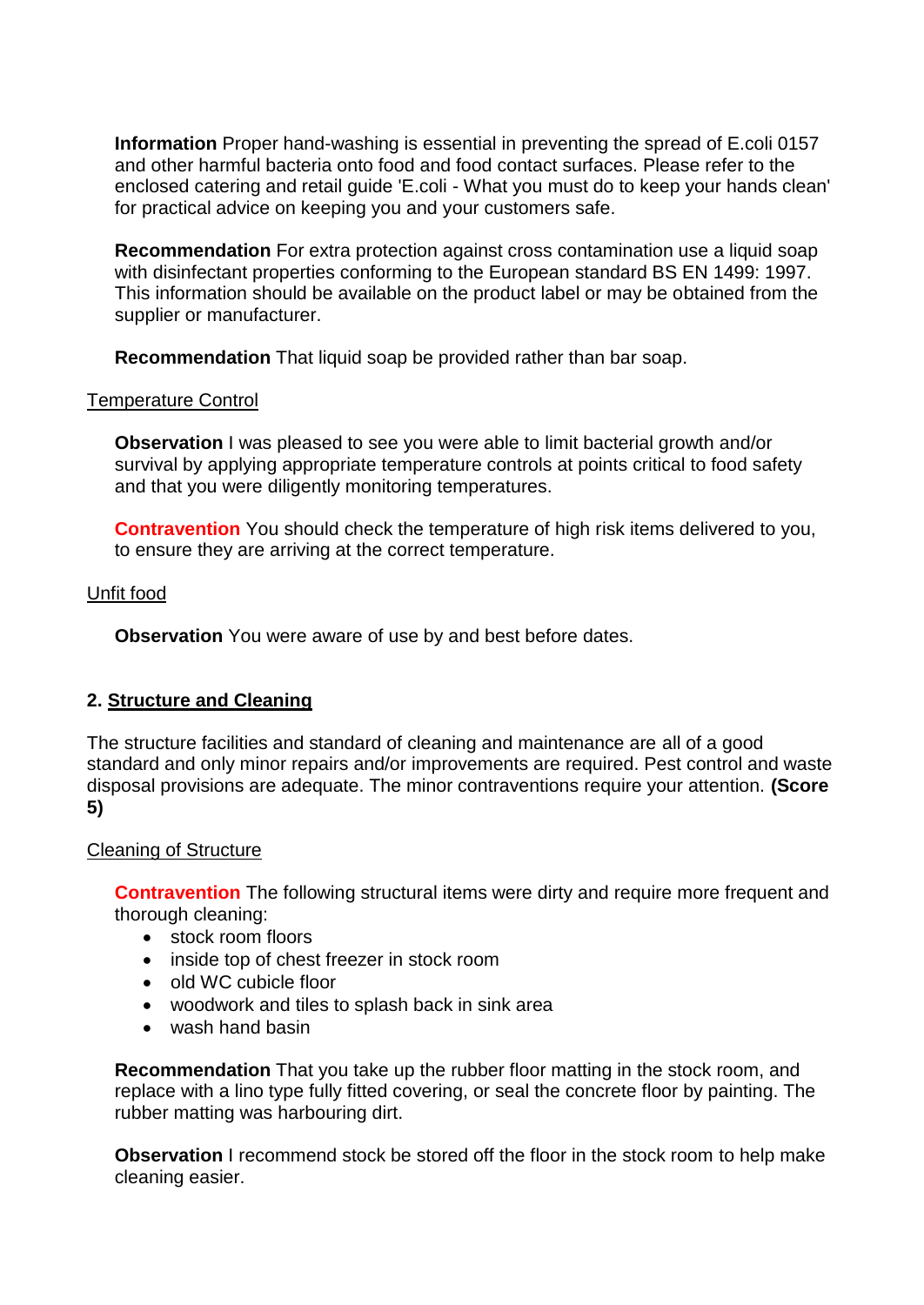**Information** Proper hand-washing is essential in preventing the spread of E.coli 0157 and other harmful bacteria onto food and food contact surfaces. Please refer to the enclosed catering and retail guide 'E.coli - What you must do to keep your hands clean' for practical advice on keeping you and your customers safe.

**Recommendation** For extra protection against cross contamination use a liquid soap with disinfectant properties conforming to the European standard BS EN 1499: 1997. This information should be available on the product label or may be obtained from the supplier or manufacturer.

**Recommendation** That liquid soap be provided rather than bar soap.

Temperature Control

**Observation** I was pleased to see you were able to limit bacterial growth and/or survival by applying appropriate temperature controls at points critical to food safety and that you were diligently monitoring temperatures.

**Contravention** You should check the temperature of high risk items delivered to you, to ensure they are arriving at the correct temperature.

Unfit food

**Observation** You were aware of use by and best before dates.

## 2. Structure and Cleaning

The structure facilities and standard of cleaning and maintenance are all of a good standard and only minor repairs and/or improvements are required. Pest control and waste disposal provisions are adequate. The minor contraventions require your attention. **(Score 5)**

Cleaning of Structure

**Contravention** The following structural items were dirty and require more frequent and thorough cleaning:

- stock room floors
- inside top of chest freezer in stock room
- old WC cubicle floor
- woodwork and tiles to splash back in sink area
- wash hand basin

**Recommendation** That you take up the rubber floor matting in the stock room, and replace with a lino type fully fitted covering, or seal the concrete floor by painting. The rubber matting was harbouring dirt.

**Observation** I recommend stock be stored off the floor in the stock room to help make cleaning easier.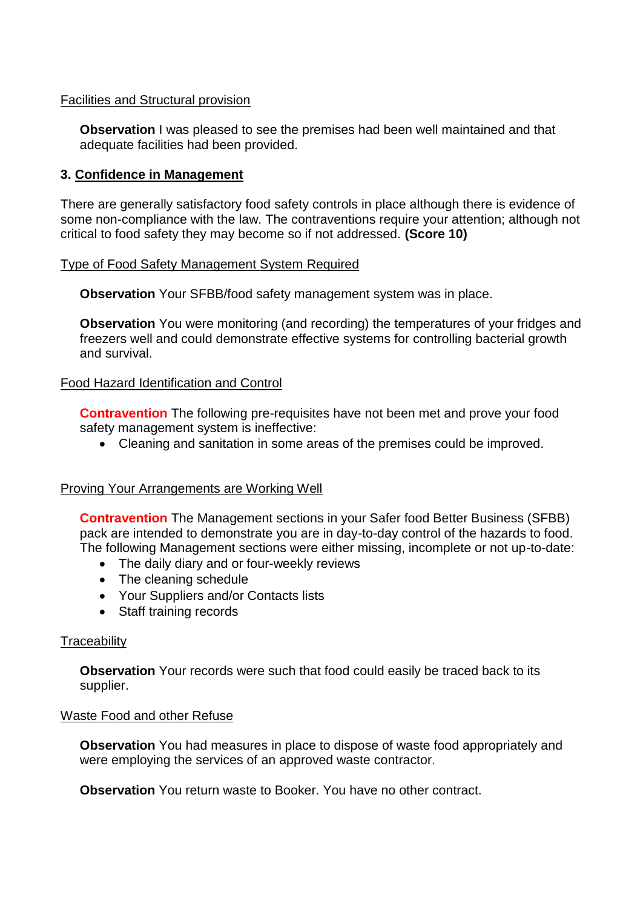Facilities and Structural provision

**Observation** I was pleased to see the premises had been well maintained and that adequate facilities had been provided.

### 3. Confidence in Management

There are generally satisfactory food safety controls in place although there is evidence of some non-compliance with the law. The contraventions require your attention; although not critical to food safety they may become so if not addressed. **(Score 10)**

Type of Food Safety Management System Required

**Observation** Your SFBB/food safety management system was in place.

**Observation** You were monitoring (and recording) the temperatures of your fridges and freezers well and could demonstrate effective systems for controlling bacterial growth and survival.

Food Hazard Identification and Control

**Contravention** The following pre-requisites have not been met and prove your food safety management system is ineffective:

- Cleaning and sanitation in some areas of the premises could be improved.

Proving Your Arrangements are Working Well

**Contravention** The Management sections in your Safer food Better Business (SFBB) pack are intended to demonstrate you are in day-to-day control of the hazards to food. The following Management sections were either missing, incomplete or not up-to-date:

- The daily diary and or four-weekly reviews
- The cleaning schedule
- Your Suppliers and/or Contacts lists
- Staff training records

Traceability

**Observation** Your records were such that food could easily be traced back to its supplier.

Waste Food and other Refuse

**Observation** You had measures in place to dispose of waste food appropriately and were employing the services of an approved waste contractor.

**Observation** You return waste to Booker. You have no other contract.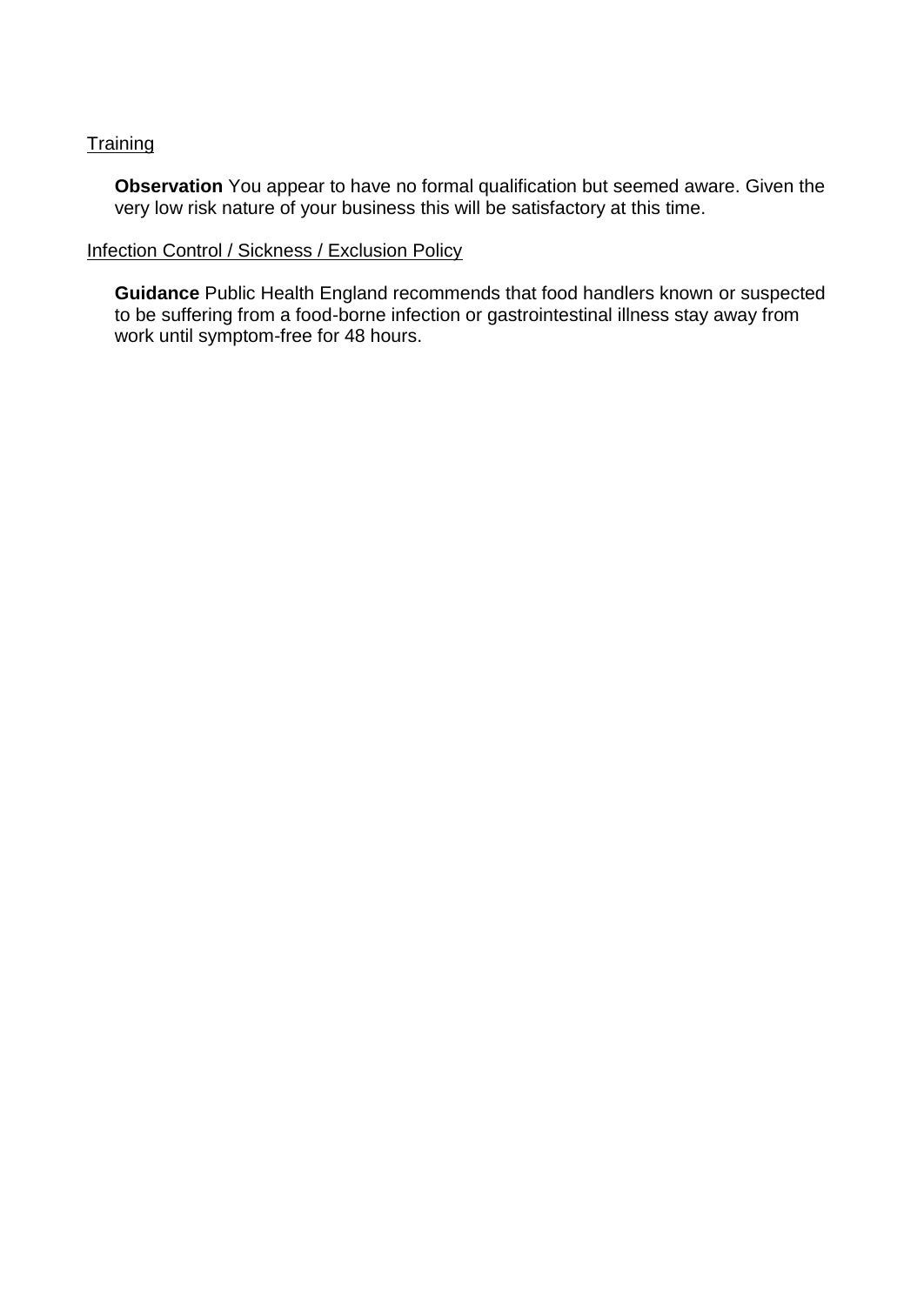<u>Training</u>

**Observation** You appear to have no formal qualification but seemed aware. Given the very low risk nature of your business this will be satisfactory at this time.

<u>Infection Control / Sickness / Exclusion Policy</u>

**Guidance** Public Health England recommends that food handlers known or suspected to be suffering from a food-borne infection or gastrointestinal illness stay away from work until symptom-free for 48 hours.